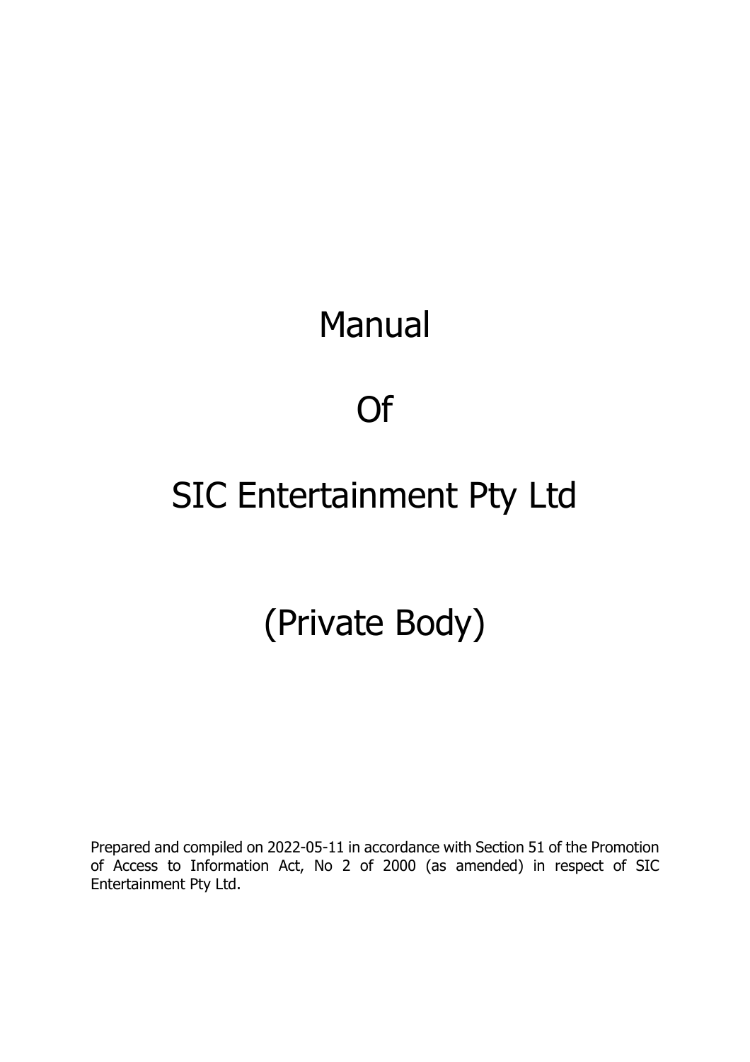# Manual

# Of

# SIC Entertainment Pty Ltd

# (Private Body)

Prepared and compiled on 2022-05-11 in accordance with Section 51 of the Promotion of Access to Information Act, No 2 of 2000 (as amended) in respect of SIC Entertainment Pty Ltd.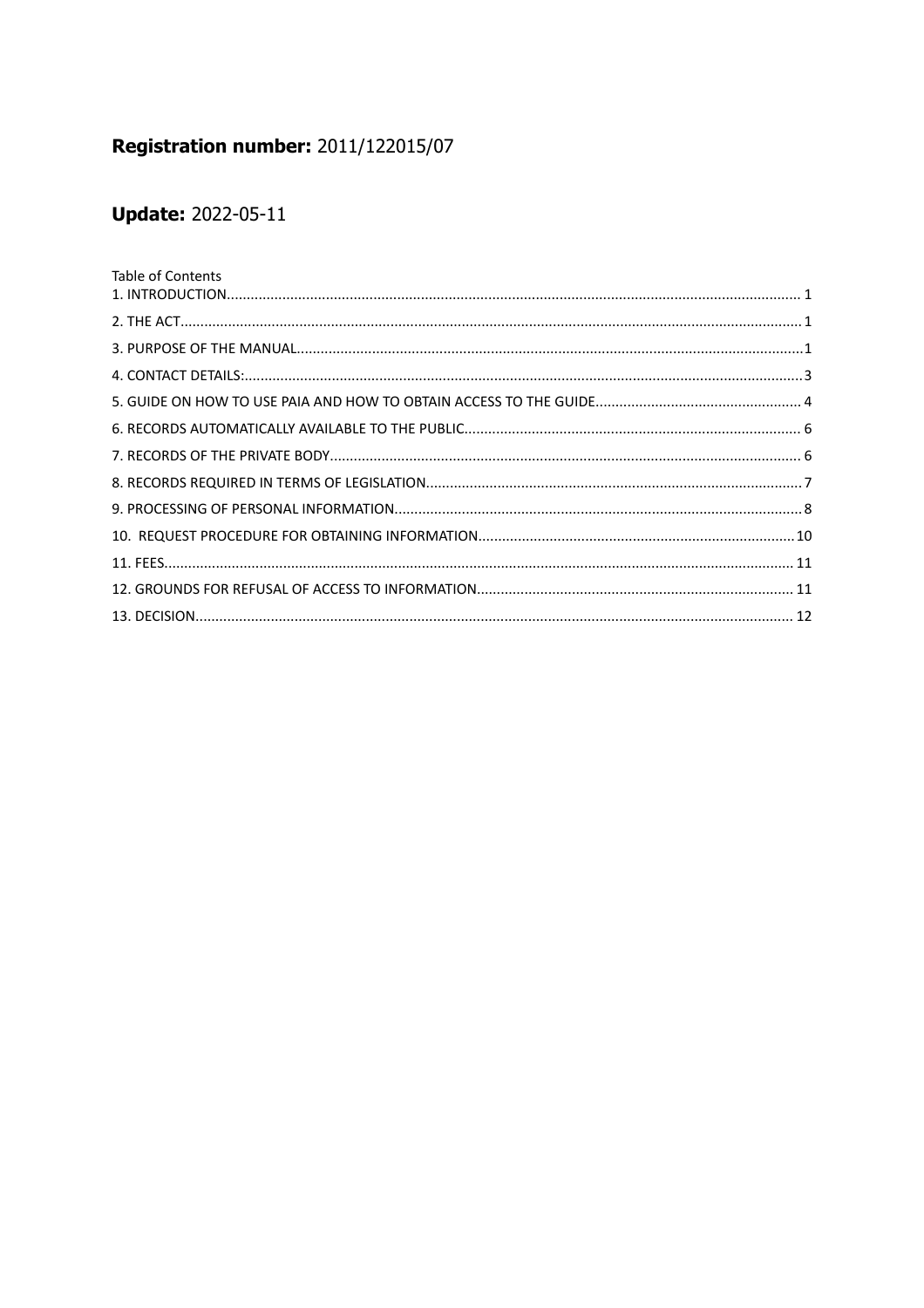**Registration number:** 2011/122015/07

**Update:** 2022-05-11

Table of Contents

1. INTRODUCTION....... 1
2. THE ACT....... 1
3. PURPOSE OF THE MANUAL....... 1
4. CONTACT DETAILS:....... 3
5. GUIDE ON HOW TO USE PAIA AND HOW TO OBTAIN ACCESS TO THE GUIDE....... 4
6. RECORDS AUTOMATICALLY AVAILABLE TO THE PUBLIC....... 6
7. RECORDS OF THE PRIVATE BODY....... 6
8. RECORDS REQUIRED IN TERMS OF LEGISLATION....... 7
9. PROCESSING OF PERSONAL INFORMATION....... 8
10. REQUEST PROCEDURE FOR OBTAINING INFORMATION....... 10
11. FEES....... 11
12. GROUNDS FOR REFUSAL OF ACCESS TO INFORMATION....... 11
13. DECISION....... 12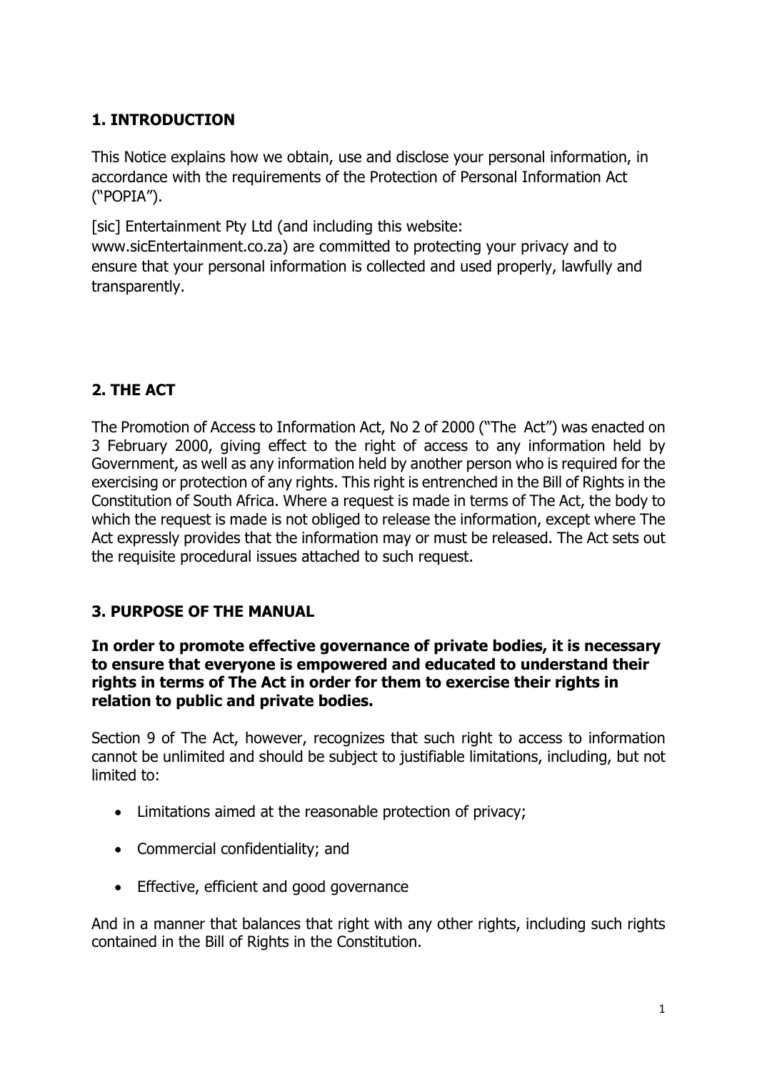## 1. INTRODUCTION

This Notice explains how we obtain, use and disclose your personal information, in accordance with the requirements of the Protection of Personal Information Act ("POPIA").

[sic] Entertainment Pty Ltd (and including this website: www.sicEntertainment.co.za) are committed to protecting your privacy and to ensure that your personal information is collected and used properly, lawfully and transparently.

## 2. THE ACT

The Promotion of Access to Information Act, No 2 of 2000 ("The Act") was enacted on 3 February 2000, giving effect to the right of access to any information held by Government, as well as any information held by another person who is required for the exercising or protection of any rights. This right is entrenched in the Bill of Rights in the Constitution of South Africa. Where a request is made in terms of The Act, the body to which the request is made is not obliged to release the information, except where The Act expressly provides that the information may or must be released. The Act sets out the requisite procedural issues attached to such request.

## 3. PURPOSE OF THE MANUAL

**In order to promote effective governance of private bodies, it is necessary to ensure that everyone is empowered and educated to understand their rights in terms of The Act in order for them to exercise their rights in relation to public and private bodies.**

Section 9 of The Act, however, recognizes that such right to access to information cannot be unlimited and should be subject to justifiable limitations, including, but not limited to:

- Limitations aimed at the reasonable protection of privacy;
- Commercial confidentiality; and
- Effective, efficient and good governance

And in a manner that balances that right with any other rights, including such rights contained in the Bill of Rights in the Constitution.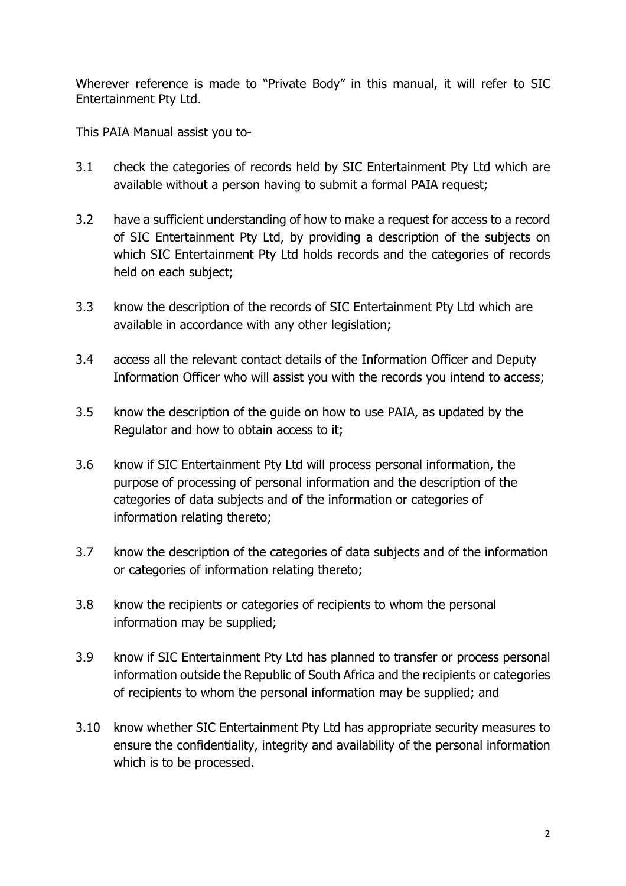Wherever reference is made to "Private Body" in this manual, it will refer to SIC Entertainment Pty Ltd.

This PAIA Manual assist you to-

3.1 check the categories of records held by SIC Entertainment Pty Ltd which are available without a person having to submit a formal PAIA request;

3.2 have a sufficient understanding of how to make a request for access to a record of SIC Entertainment Pty Ltd, by providing a description of the subjects on which SIC Entertainment Pty Ltd holds records and the categories of records held on each subject;

3.3 know the description of the records of SIC Entertainment Pty Ltd which are available in accordance with any other legislation;

3.4 access all the relevant contact details of the Information Officer and Deputy Information Officer who will assist you with the records you intend to access;

3.5 know the description of the guide on how to use PAIA, as updated by the Regulator and how to obtain access to it;

3.6 know if SIC Entertainment Pty Ltd will process personal information, the purpose of processing of personal information and the description of the categories of data subjects and of the information or categories of information relating thereto;

3.7 know the description of the categories of data subjects and of the information or categories of information relating thereto;

3.8 know the recipients or categories of recipients to whom the personal information may be supplied;

3.9 know if SIC Entertainment Pty Ltd has planned to transfer or process personal information outside the Republic of South Africa and the recipients or categories of recipients to whom the personal information may be supplied; and

3.10 know whether SIC Entertainment Pty Ltd has appropriate security measures to ensure the confidentiality, integrity and availability of the personal information which is to be processed.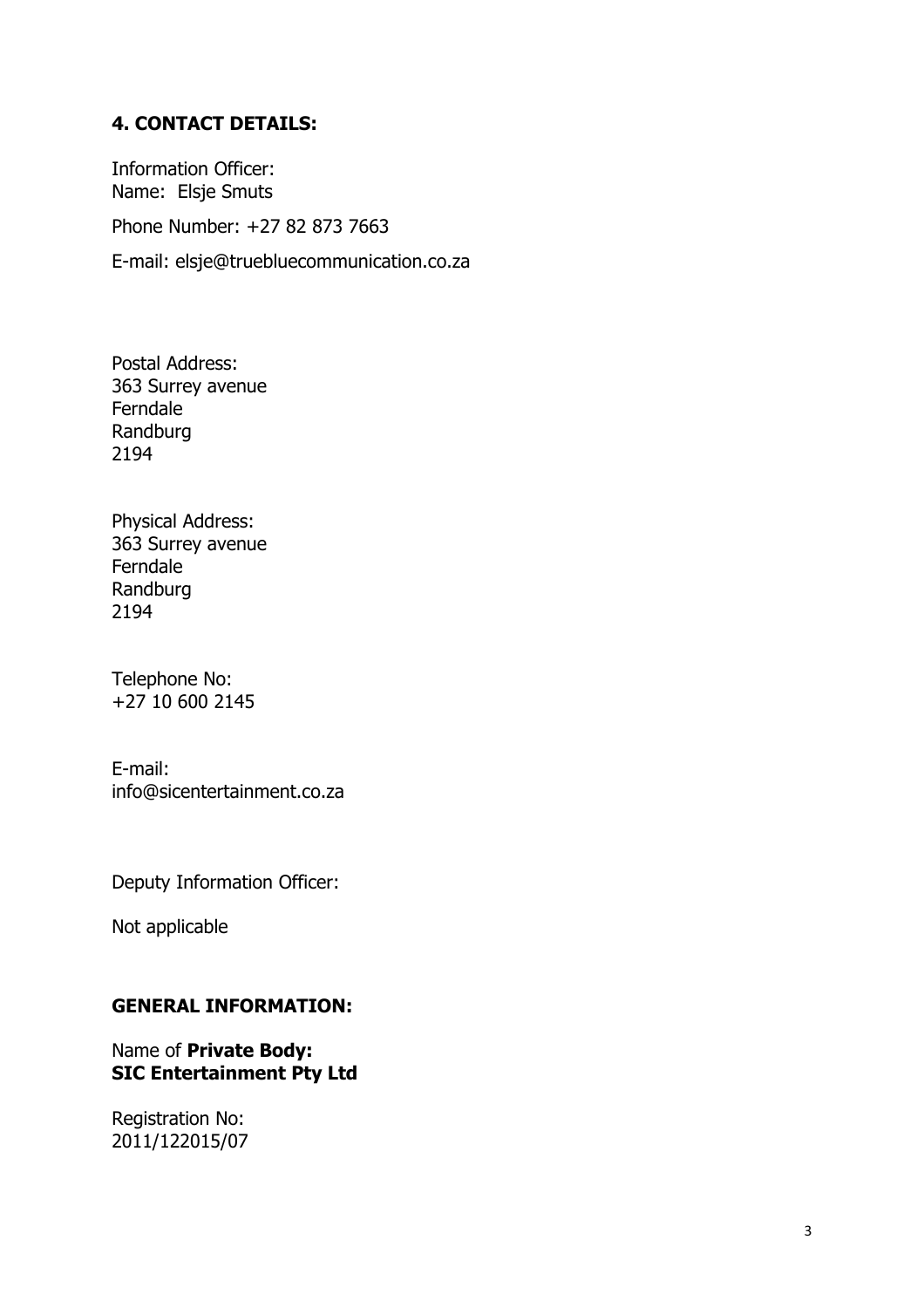## 4. CONTACT DETAILS:

Information Officer:
Name: Elsje Smuts

Phone Number: +27 82 873 7663

E-mail: elsje@truebluecommunication.co.za

Postal Address:
363 Surrey avenue
Ferndale
Randburg
2194

Physical Address:
363 Surrey avenue
Ferndale
Randburg
2194

Telephone No:
+27 10 600 2145

E-mail:
info@sicentertainment.co.za

Deputy Information Officer:

Not applicable

## GENERAL INFORMATION:

Name of **Private Body:**
**SIC Entertainment Pty Ltd**

Registration No:
2011/122015/07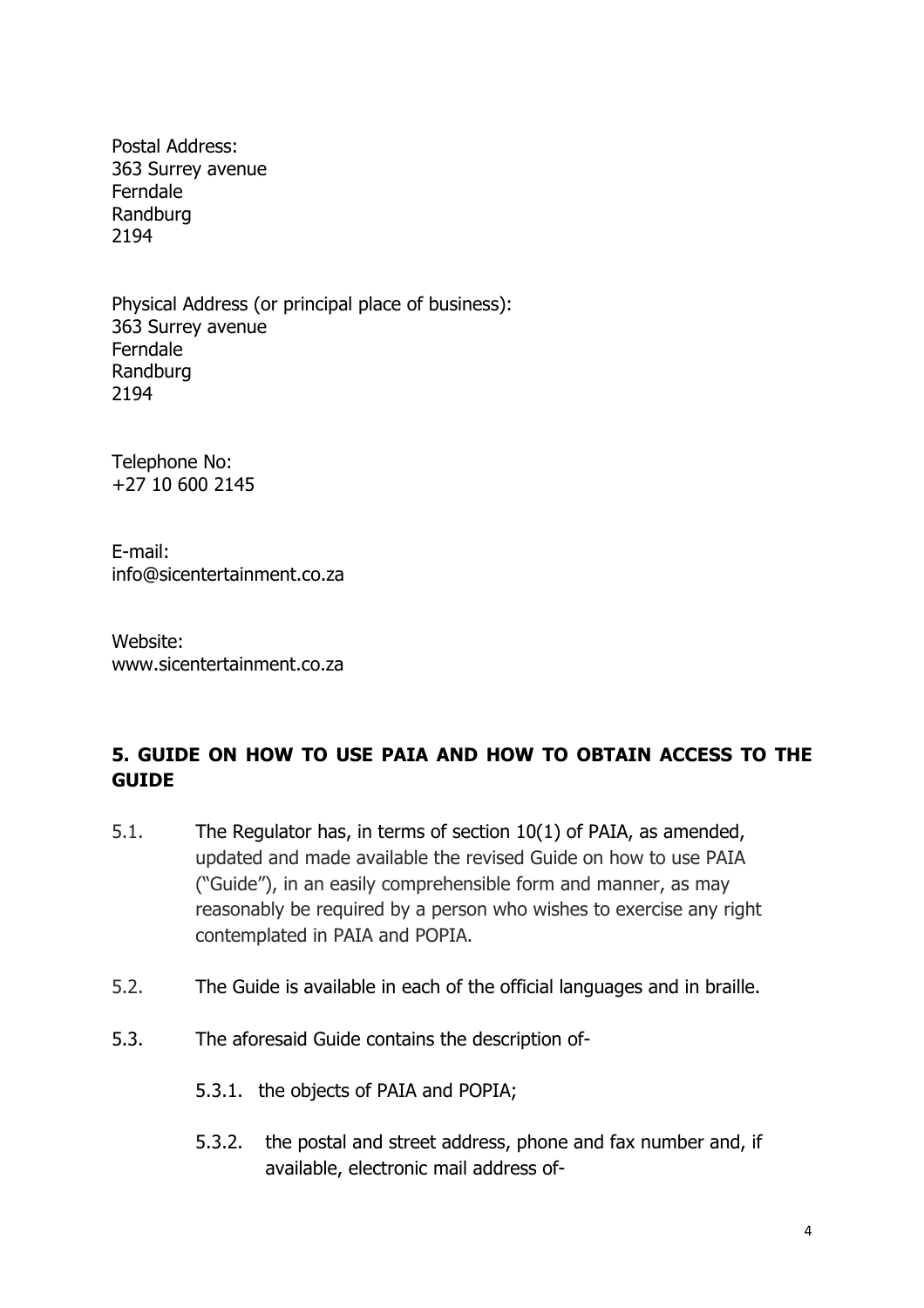Postal Address:
363 Surrey avenue
Ferndale
Randburg
2194

Physical Address (or principal place of business):
363 Surrey avenue
Ferndale
Randburg
2194

Telephone No:
+27 10 600 2145

E-mail:
info@sicentertainment.co.za

Website:
www.sicentertainment.co.za

## 5. GUIDE ON HOW TO USE PAIA AND HOW TO OBTAIN ACCESS TO THE GUIDE

5.1. The Regulator has, in terms of section 10(1) of PAIA, as amended, updated and made available the revised Guide on how to use PAIA ("Guide"), in an easily comprehensible form and manner, as may reasonably be required by a person who wishes to exercise any right contemplated in PAIA and POPIA.

5.2. The Guide is available in each of the official languages and in braille.

5.3. The aforesaid Guide contains the description of-

5.3.1. the objects of PAIA and POPIA;

5.3.2. the postal and street address, phone and fax number and, if available, electronic mail address of-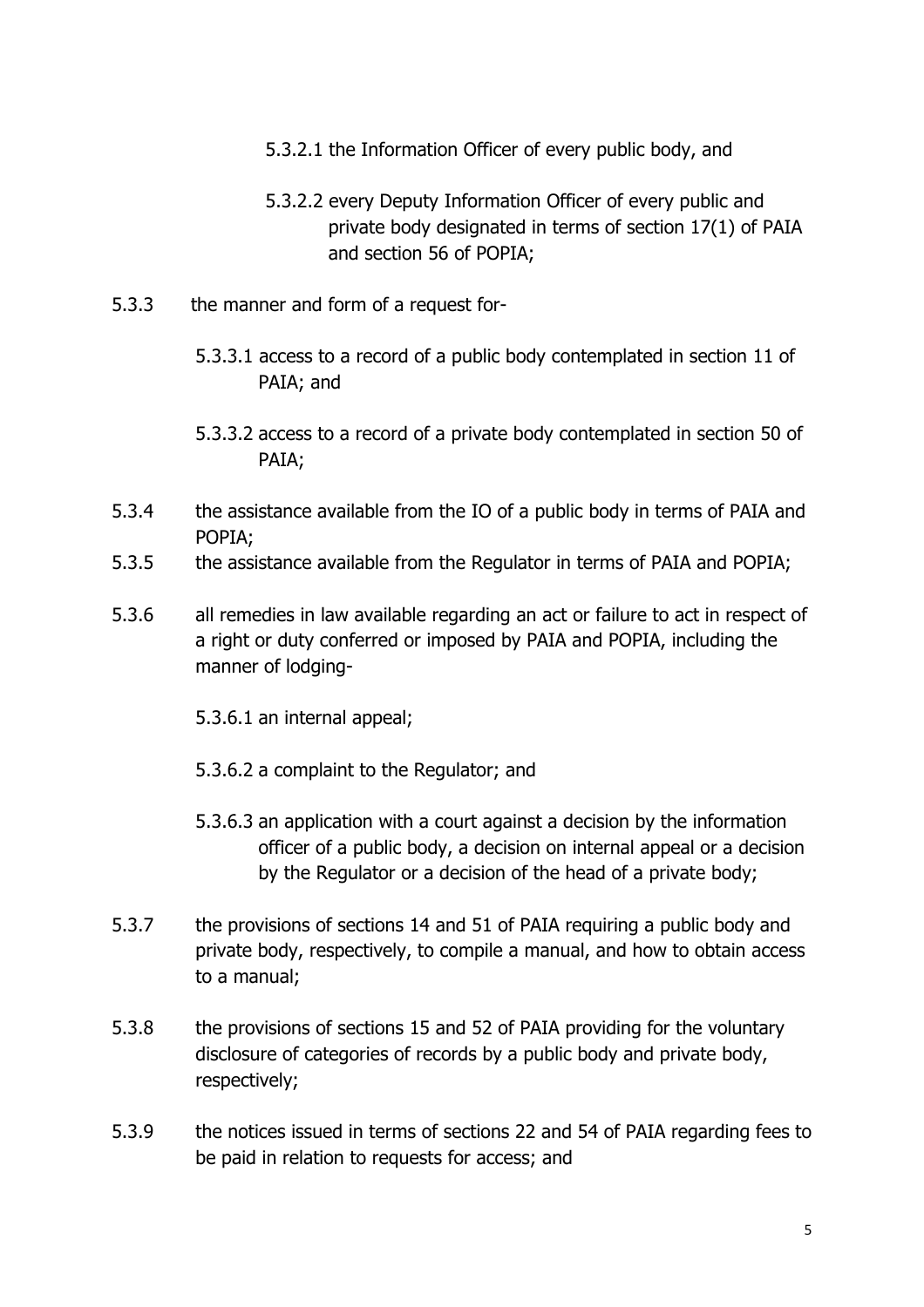5.3.2.1 the Information Officer of every public body, and

5.3.2.2 every Deputy Information Officer of every public and private body designated in terms of section 17(1) of PAIA and section 56 of POPIA;

5.3.3 the manner and form of a request for-

5.3.3.1 access to a record of a public body contemplated in section 11 of PAIA; and

5.3.3.2 access to a record of a private body contemplated in section 50 of PAIA;

5.3.4 the assistance available from the IO of a public body in terms of PAIA and POPIA;

5.3.5 the assistance available from the Regulator in terms of PAIA and POPIA;

5.3.6 all remedies in law available regarding an act or failure to act in respect of a right or duty conferred or imposed by PAIA and POPIA, including the manner of lodging-

5.3.6.1 an internal appeal;

5.3.6.2 a complaint to the Regulator; and

5.3.6.3 an application with a court against a decision by the information officer of a public body, a decision on internal appeal or a decision by the Regulator or a decision of the head of a private body;

5.3.7 the provisions of sections 14 and 51 of PAIA requiring a public body and private body, respectively, to compile a manual, and how to obtain access to a manual;

5.3.8 the provisions of sections 15 and 52 of PAIA providing for the voluntary disclosure of categories of records by a public body and private body, respectively;

5.3.9 the notices issued in terms of sections 22 and 54 of PAIA regarding fees to be paid in relation to requests for access; and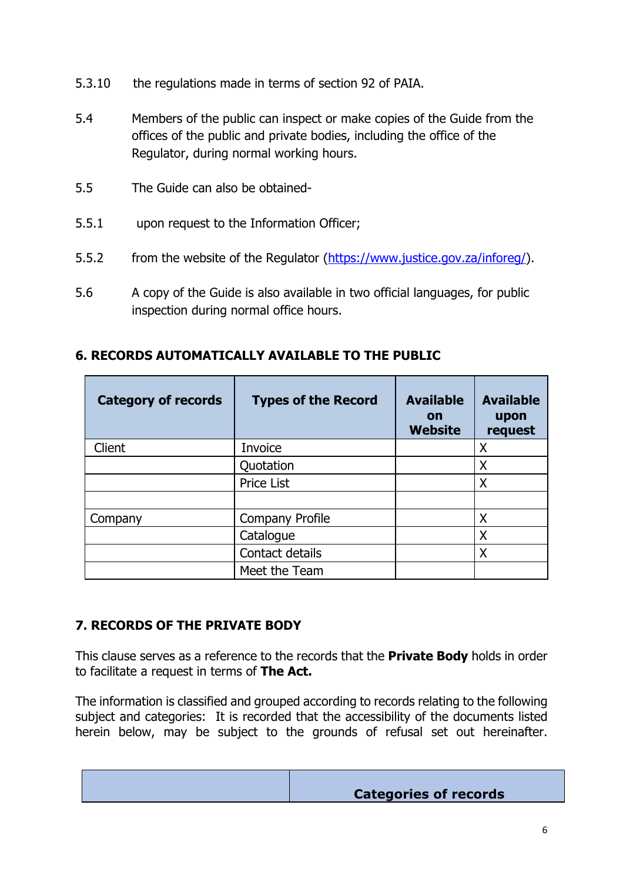5.3.10 the regulations made in terms of section 92 of PAIA.

5.4 Members of the public can inspect or make copies of the Guide from the offices of the public and private bodies, including the office of the Regulator, during normal working hours.

5.5 The Guide can also be obtained-

5.5.1 upon request to the Information Officer;

5.5.2 from the website of the Regulator ([https://www.justice.gov.za/inforeg/](https://www.justice.gov.za/inforeg/)).

5.6 A copy of the Guide is also available in two official languages, for public inspection during normal office hours.

## 6. RECORDS AUTOMATICALLY AVAILABLE TO THE PUBLIC

| Category of records | Types of the Record | Available on Website | Available upon request |
|---|---|---|---|
| Client | Invoice | | X |
| | Quotation | | X |
| | Price List | | X |
| | | | |
| Company | Company Profile | | X |
| | Catalogue | | X |
| | Contact details | | X |
| | Meet the Team | | |

## 7. RECORDS OF THE PRIVATE BODY

This clause serves as a reference to the records that the **Private Body** holds in order to facilitate a request in terms of **The Act.**

The information is classified and grouped according to records relating to the following subject and categories: It is recorded that the accessibility of the documents listed herein below, may be subject to the grounds of refusal set out hereinafter.

| | Categories of records |
|---|---|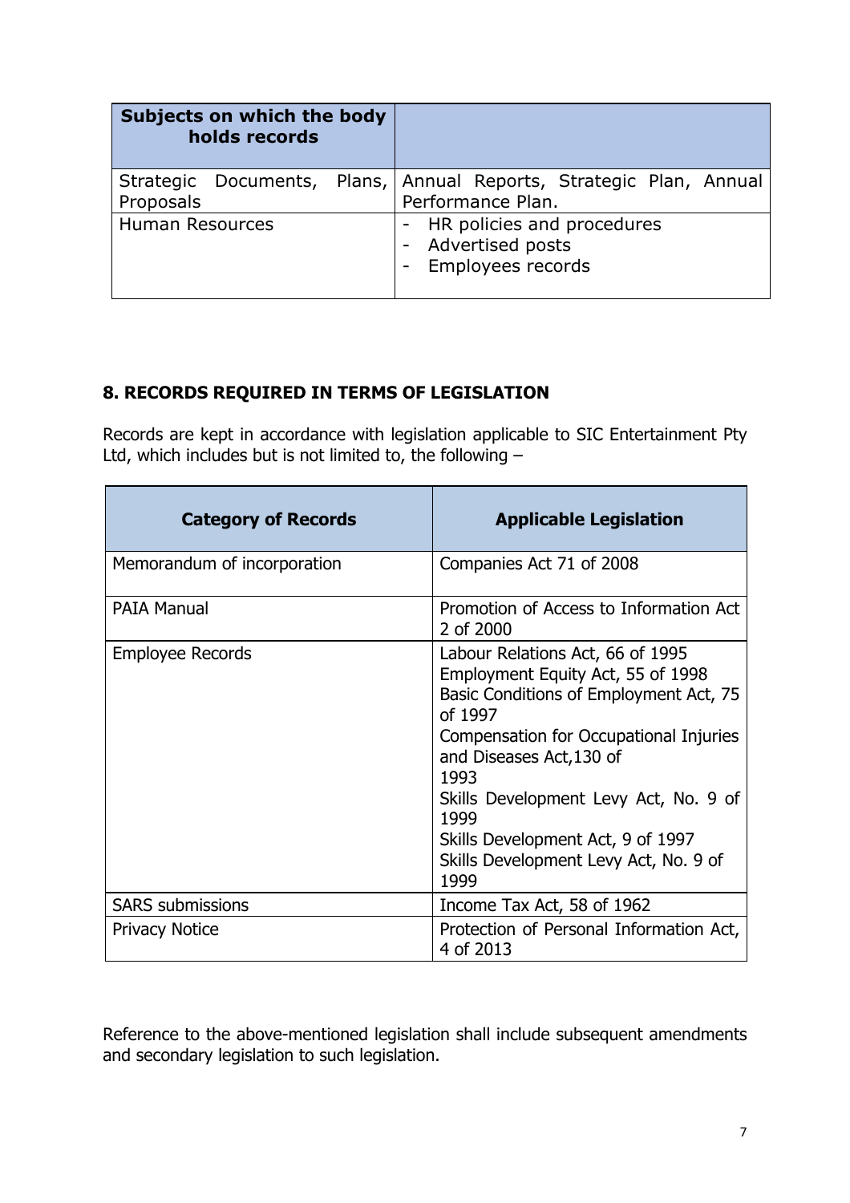| Subjects on which the body holds records | |
|---|---|
| Strategic Documents, Plans, Proposals | Annual Reports, Strategic Plan, Annual Performance Plan. |
| Human Resources | - HR policies and procedures<br>- Advertised posts<br>- Employees records |

## 8. RECORDS REQUIRED IN TERMS OF LEGISLATION

Records are kept in accordance with legislation applicable to SIC Entertainment Pty Ltd, which includes but is not limited to, the following –

| Category of Records | Applicable Legislation |
|---|---|
| Memorandum of incorporation | Companies Act 71 of 2008 |
| PAIA Manual | Promotion of Access to Information Act 2 of 2000 |
| Employee Records | Labour Relations Act, 66 of 1995<br>Employment Equity Act, 55 of 1998<br>Basic Conditions of Employment Act, 75 of 1997<br>Compensation for Occupational Injuries and Diseases Act,130 of 1993<br>Skills Development Levy Act, No. 9 of 1999<br>Skills Development Act, 9 of 1997<br>Skills Development Levy Act, No. 9 of 1999 |
| SARS submissions | Income Tax Act, 58 of 1962 |
| Privacy Notice | Protection of Personal Information Act, 4 of 2013 |

Reference to the above-mentioned legislation shall include subsequent amendments and secondary legislation to such legislation.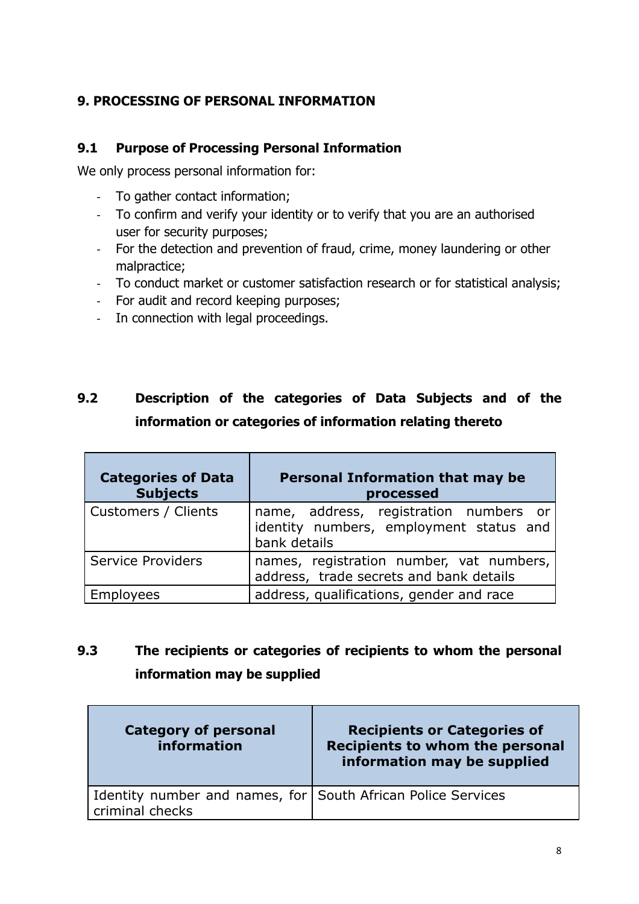## 9. PROCESSING OF PERSONAL INFORMATION

### 9.1 Purpose of Processing Personal Information

We only process personal information for:

- To gather contact information;
- To confirm and verify your identity or to verify that you are an authorised user for security purposes;
- For the detection and prevention of fraud, crime, money laundering or other malpractice;
- To conduct market or customer satisfaction research or for statistical analysis;
- For audit and record keeping purposes;
- In connection with legal proceedings.

### 9.2 Description of the categories of Data Subjects and of the information or categories of information relating thereto

| Categories of Data Subjects | Personal Information that may be processed |
| --- | --- |
| Customers / Clients | name, address, registration numbers or identity numbers, employment status and bank details |
| Service Providers | names, registration number, vat numbers, address, trade secrets and bank details |
| Employees | address, qualifications, gender and race |

### 9.3 The recipients or categories of recipients to whom the personal information may be supplied

| Category of personal information | Recipients or Categories of Recipients to whom the personal information may be supplied |
| --- | --- |
| Identity number and names, for criminal checks | South African Police Services |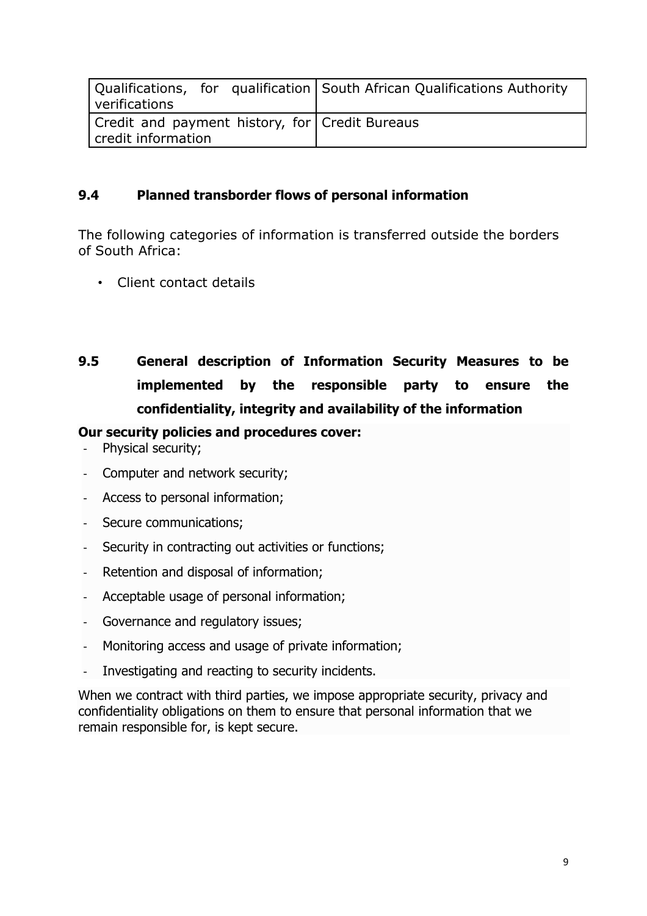| | |
|---|---|
| Qualifications, for qualification verifications | South African Qualifications Authority |
| Credit and payment history, for credit information | Credit Bureaus |

### 9.4 Planned transborder flows of personal information

The following categories of information is transferred outside the borders of South Africa:

- Client contact details

### 9.5 General description of Information Security Measures to be implemented by the responsible party to ensure the confidentiality, integrity and availability of the information

**Our security policies and procedures cover:**

- Physical security;
- Computer and network security;
- Access to personal information;
- Secure communications;
- Security in contracting out activities or functions;
- Retention and disposal of information;
- Acceptable usage of personal information;
- Governance and regulatory issues;
- Monitoring access and usage of private information;
- Investigating and reacting to security incidents.

When we contract with third parties, we impose appropriate security, privacy and confidentiality obligations on them to ensure that personal information that we remain responsible for, is kept secure.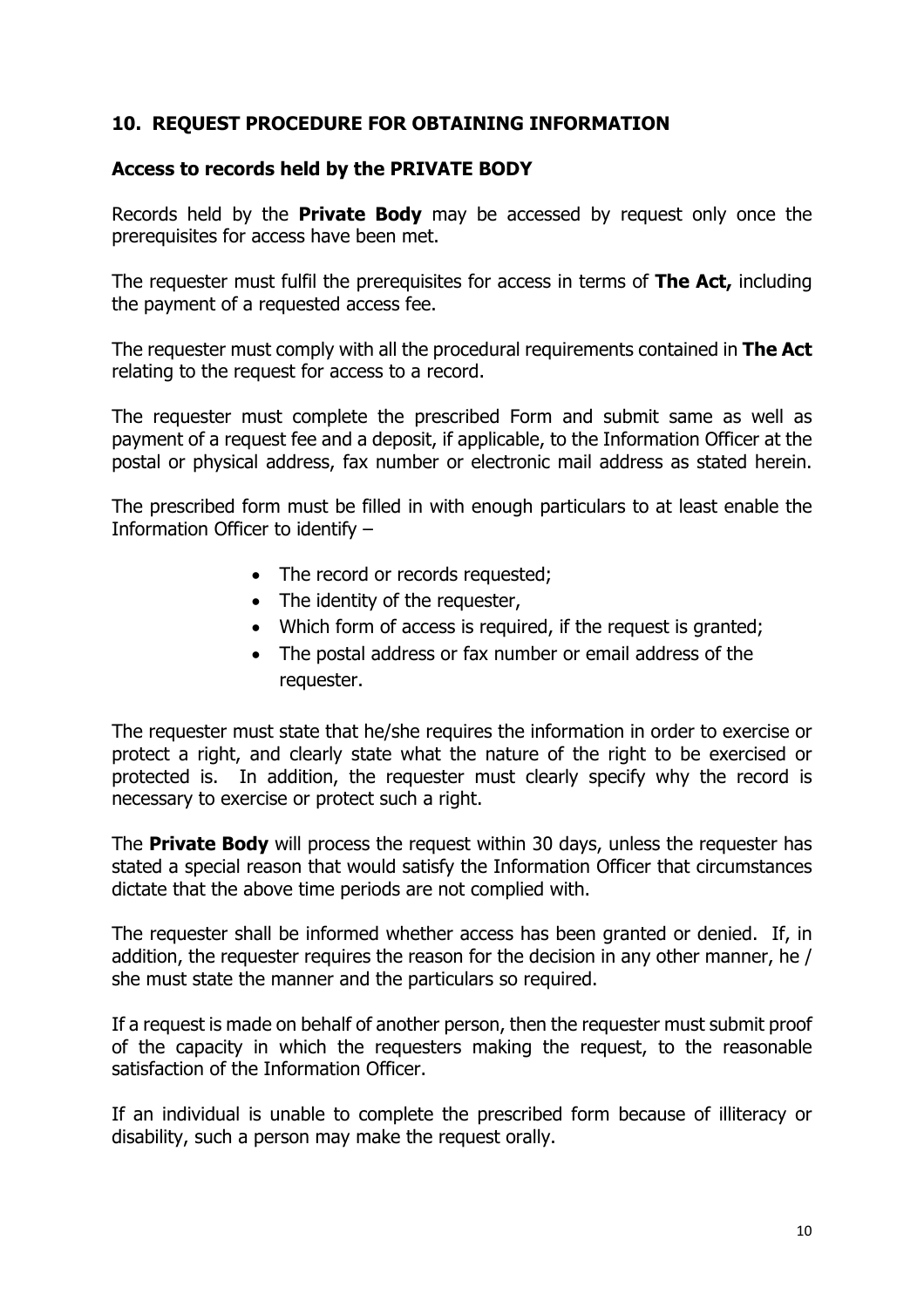## 10. REQUEST PROCEDURE FOR OBTAINING INFORMATION

### Access to records held by the PRIVATE BODY

Records held by the **Private Body** may be accessed by request only once the prerequisites for access have been met.

The requester must fulfil the prerequisites for access in terms of **The Act,** including the payment of a requested access fee.

The requester must comply with all the procedural requirements contained in **The Act** relating to the request for access to a record.

The requester must complete the prescribed Form and submit same as well as payment of a request fee and a deposit, if applicable, to the Information Officer at the postal or physical address, fax number or electronic mail address as stated herein.

The prescribed form must be filled in with enough particulars to at least enable the Information Officer to identify –

- The record or records requested;
- The identity of the requester,
- Which form of access is required, if the request is granted;
- The postal address or fax number or email address of the requester.

The requester must state that he/she requires the information in order to exercise or protect a right, and clearly state what the nature of the right to be exercised or protected is. In addition, the requester must clearly specify why the record is necessary to exercise or protect such a right.

The **Private Body** will process the request within 30 days, unless the requester has stated a special reason that would satisfy the Information Officer that circumstances dictate that the above time periods are not complied with.

The requester shall be informed whether access has been granted or denied. If, in addition, the requester requires the reason for the decision in any other manner, he / she must state the manner and the particulars so required.

If a request is made on behalf of another person, then the requester must submit proof of the capacity in which the requesters making the request, to the reasonable satisfaction of the Information Officer.

If an individual is unable to complete the prescribed form because of illiteracy or disability, such a person may make the request orally.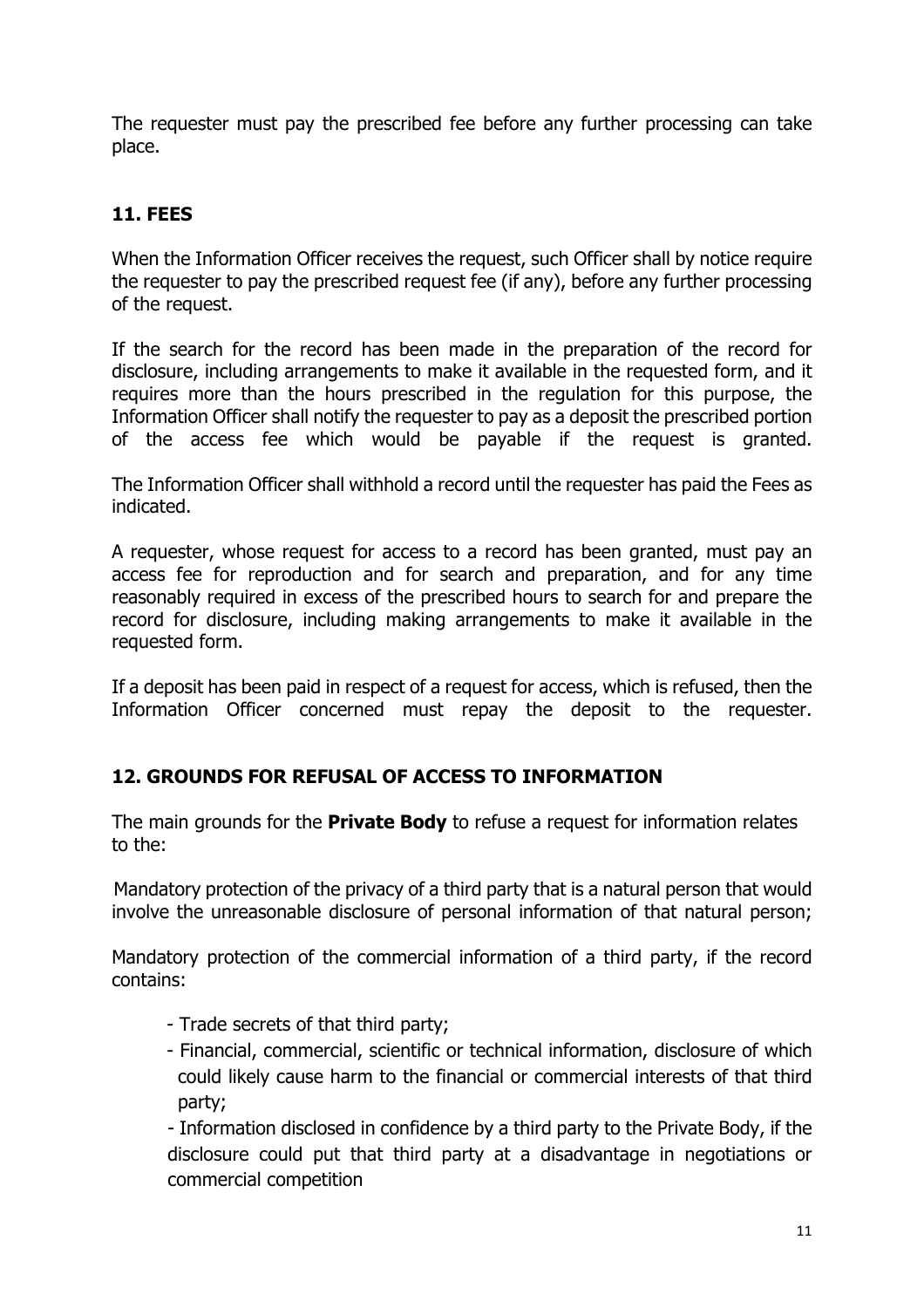The requester must pay the prescribed fee before any further processing can take place.

## 11. FEES

When the Information Officer receives the request, such Officer shall by notice require the requester to pay the prescribed request fee (if any), before any further processing of the request.

If the search for the record has been made in the preparation of the record for disclosure, including arrangements to make it available in the requested form, and it requires more than the hours prescribed in the regulation for this purpose, the Information Officer shall notify the requester to pay as a deposit the prescribed portion of the access fee which would be payable if the request is granted.

The Information Officer shall withhold a record until the requester has paid the Fees as indicated.

A requester, whose request for access to a record has been granted, must pay an access fee for reproduction and for search and preparation, and for any time reasonably required in excess of the prescribed hours to search for and prepare the record for disclosure, including making arrangements to make it available in the requested form.

If a deposit has been paid in respect of a request for access, which is refused, then the Information Officer concerned must repay the deposit to the requester.

## 12. GROUNDS FOR REFUSAL OF ACCESS TO INFORMATION

The main grounds for the **Private Body** to refuse a request for information relates to the:

Mandatory protection of the privacy of a third party that is a natural person that would involve the unreasonable disclosure of personal information of that natural person;

Mandatory protection of the commercial information of a third party, if the record contains:

- Trade secrets of that third party;
- Financial, commercial, scientific or technical information, disclosure of which could likely cause harm to the financial or commercial interests of that third party;
- Information disclosed in confidence by a third party to the Private Body, if the disclosure could put that third party at a disadvantage in negotiations or commercial competition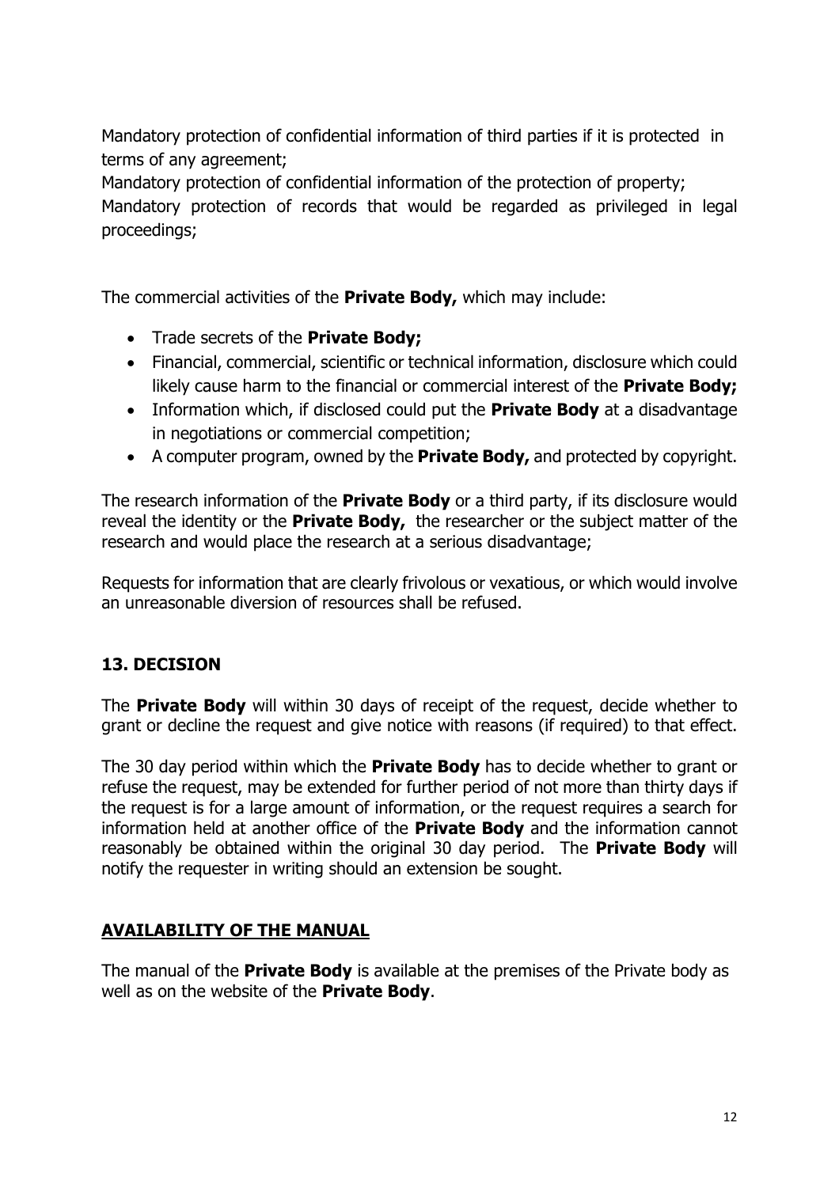Mandatory protection of confidential information of third parties if it is protected in terms of any agreement;

Mandatory protection of confidential information of the protection of property;

Mandatory protection of records that would be regarded as privileged in legal proceedings;

The commercial activities of the **Private Body,** which may include:

- Trade secrets of the **Private Body;**
- Financial, commercial, scientific or technical information, disclosure which could likely cause harm to the financial or commercial interest of the **Private Body;**
- Information which, if disclosed could put the **Private Body** at a disadvantage in negotiations or commercial competition;
- A computer program, owned by the **Private Body,** and protected by copyright.

The research information of the **Private Body** or a third party, if its disclosure would reveal the identity or the **Private Body,** the researcher or the subject matter of the research and would place the research at a serious disadvantage;

Requests for information that are clearly frivolous or vexatious, or which would involve an unreasonable diversion of resources shall be refused.

## 13. DECISION

The **Private Body** will within 30 days of receipt of the request, decide whether to grant or decline the request and give notice with reasons (if required) to that effect.

The 30 day period within which the **Private Body** has to decide whether to grant or refuse the request, may be extended for further period of not more than thirty days if the request is for a large amount of information, or the request requires a search for information held at another office of the **Private Body** and the information cannot reasonably be obtained within the original 30 day period. The **Private Body** will notify the requester in writing should an extension be sought.

## AVAILABILITY OF THE MANUAL

The manual of the **Private Body** is available at the premises of the Private body as well as on the website of the **Private Body**.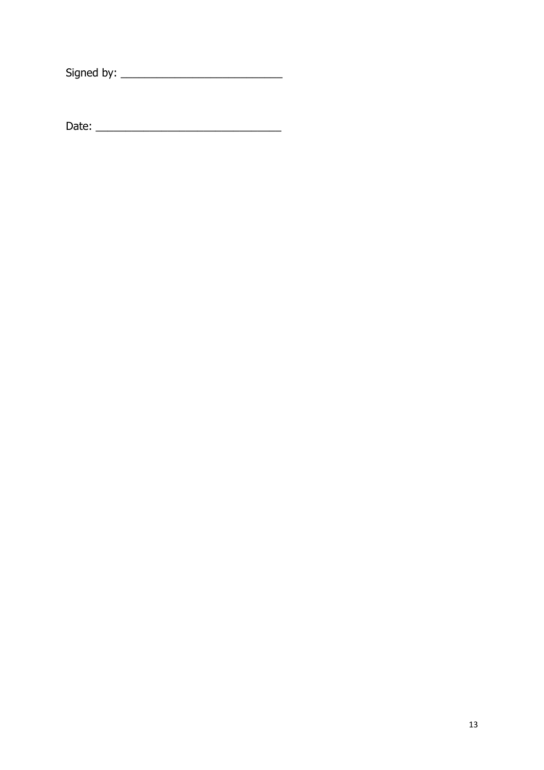Signed by: ___________________________

Date: _______________________________